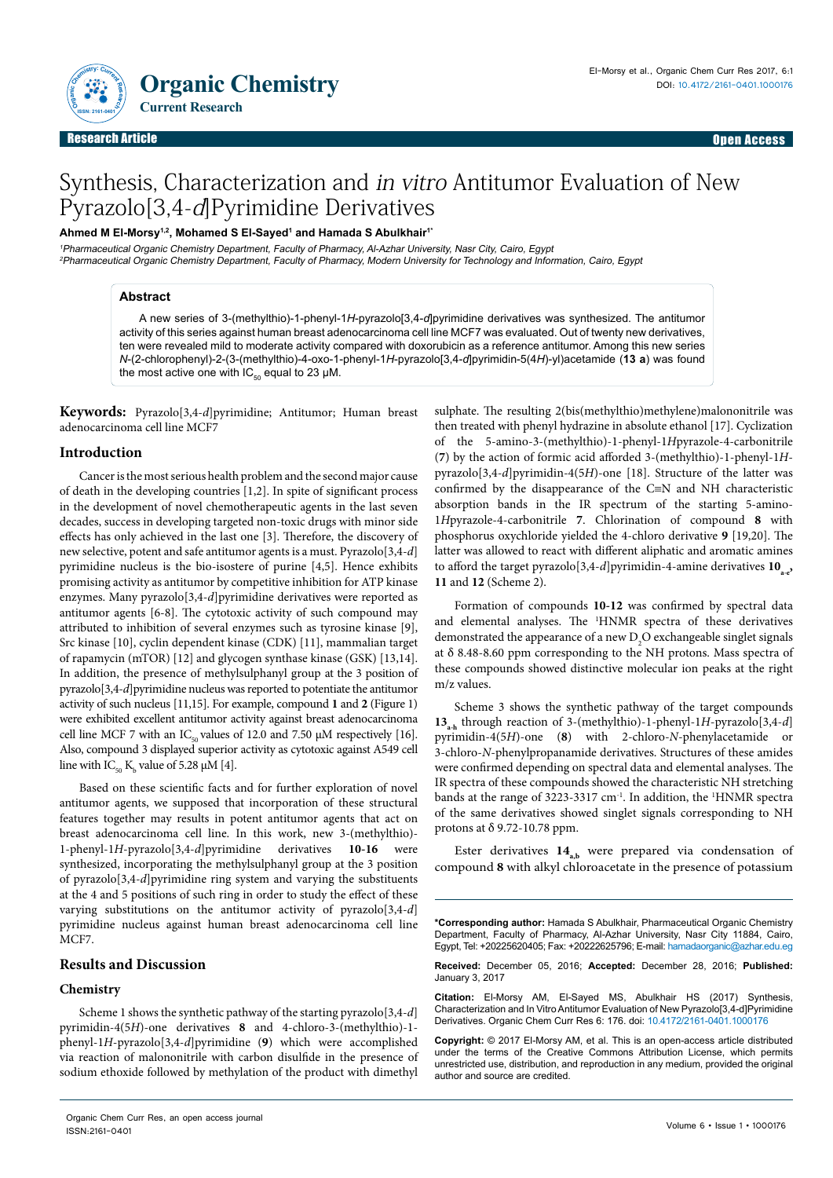# Synthesis, Characterization and *in vitro* Antitumor Evaluation of New Pyrazolo[3,4-*d*]Pyrimidine Derivatives

**Ahmed M El-Morsy[1,2], Mohamed S El-Sayed[1] and Hamada S Abulkhair[1*]**

[1]*Pharmaceutical Organic Chemistry Department, Faculty of Pharmacy, Al-Azhar University, Nasr City, Cairo, Egypt*
[2]*Pharmaceutical Organic Chemistry Department, Faculty of Pharmacy, Modern University for Technology and Information, Cairo, Egypt*

## Abstract

A new series of 3-(methylthio)-1-phenyl-1*H*-pyrazolo[3,4-*d*]pyrimidine derivatives was synthesized. The antitumor activity of this series against human breast adenocarcinoma cell line MCF7 was evaluated. Out of twenty new derivatives, ten were revealed mild to moderate activity compared with doxorubicin as a reference antitumor. Among this new series *N*-(2-chlorophenyl)-2-(3-(methylthio)-4-oxo-1-phenyl-1*H*-pyrazolo[3,4-*d*]pyrimidin-5(4*H*)-yl)acetamide (**13 a**) was found the most active one with $IC_{50}$ equal to 23 μM.

**Keywords:** Pyrazolo[3,4-*d*]pyrimidine; Antitumor; Human breast adenocarcinoma cell line MCF7

## Introduction

Cancer is the most serious health problem and the second major cause of death in the developing countries [1,2]. In spite of significant process in the development of novel chemotherapeutic agents in the last seven decades, success in developing targeted non-toxic drugs with minor side effects has only achieved in the last one [3]. Therefore, the discovery of new selective, potent and safe antitumor agents is a must. Pyrazolo[3,4-*d*] pyrimidine nucleus is the bio-isostere of purine [4,5]. Hence exhibits promising activity as antitumor by competitive inhibition for ATP kinase enzymes. Many pyrazolo[3,4-*d*]pyrimidine derivatives were reported as antitumor agents [6-8]. The cytotoxic activity of such compound may attributed to inhibition of several enzymes such as tyrosine kinase [9], Src kinase [10], cyclin dependent kinase (CDK) [11], mammalian target of rapamycin (mTOR) [12] and glycogen synthase kinase (GSK) [13,14]. In addition, the presence of methylsulphanyl group at the 3 position of pyrazolo[3,4-*d*]pyrimidine nucleus was reported to potentiate the antitumor activity of such nucleus [11,15]. For example, compound **1** and **2** (Figure 1) were exhibited excellent antitumor activity against breast adenocarcinoma cell line MCF 7 with an $IC_{50}$ values of 12.0 and 7.50 μM respectively [16]. Also, compound 3 displayed superior activity as cytotoxic against A549 cell line with $IC_{50}$ $K_b$ value of 5.28 μM [4].

Based on these scientific facts and for further exploration of novel antitumor agents, we supposed that incorporation of these structural features together may results in potent antitumor agents that act on breast adenocarcinoma cell line. In this work, new 3-(methylthio)-1-phenyl-1*H*-pyrazolo[3,4-*d*]pyrimidine derivatives **10-16** were synthesized, incorporating the methylsulphanyl group at the 3 position of pyrazolo[3,4-*d*]pyrimidine ring system and varying the substituents at the 4 and 5 positions of such ring in order to study the effect of these varying substitutions on the antitumor activity of pyrazolo[3,4-*d*] pyrimidine nucleus against human breast adenocarcinoma cell line MCF7.

## Results and Discussion

### Chemistry

Scheme 1 shows the synthetic pathway of the starting pyrazolo[3,4-*d*] pyrimidin-4(5*H*)-one derivatives **8** and 4-chloro-3-(methylthio)-1-phenyl-1*H*-pyrazolo[3,4-*d*]pyrimidine (**9**) which were accomplished via reaction of malononitrile with carbon disulfide in the presence of sodium ethoxide followed by methylation of the product with dimethyl sulphate. The resulting 2(bis(methylthio)methylene)malononitrile was then treated with phenyl hydrazine in absolute ethanol [17]. Cyclization of the 5-amino-3-(methylthio)-1-phenyl-1*H*pyrazole-4-carbonitrile (**7**) by the action of formic acid afforded 3-(methylthio)-1-phenyl-1*H*-pyrazolo[3,4-*d*]pyrimidin-4(5*H*)-one [18]. Structure of the latter was confirmed by the disappearance of the C≡N and NH characteristic absorption bands in the IR spectrum of the starting 5-amino-1*H*pyrazole-4-carbonitrile **7**. Chlorination of compound **8** with phosphorus oxychloride yielded the 4-chloro derivative **9** [19,20]. The latter was allowed to react with different aliphatic and aromatic amines to afford the target pyrazolo[3,4-*d*]pyrimidin-4-amine derivatives **10**$_{a-e}$, **11** and **12** (Scheme 2).

Formation of compounds **10-12** was confirmed by spectral data and elemental analyses. The $^1$HNMR spectra of these derivatives demonstrated the appearance of a new $D_2O$ exchangeable singlet signals at δ 8.48-8.60 ppm corresponding to the NH protons. Mass spectra of these compounds showed distinctive molecular ion peaks at the right m/z values.

Scheme 3 shows the synthetic pathway of the target compounds **13**$_{a-h}$ through reaction of 3-(methylthio)-1-phenyl-1*H*-pyrazolo[3,4-*d*] pyrimidin-4(5*H*)-one (**8**) with 2-chloro-*N*-phenylacetamide or 3-chloro-*N*-phenylpropanamide derivatives. Structures of these amides were confirmed depending on spectral data and elemental analyses. The IR spectra of these compounds showed the characteristic NH stretching bands at the range of 3223-3317 $cm^{-1}$. In addition, the $^1$HNMR spectra of the same derivatives showed singlet signals corresponding to NH protons at δ 9.72-10.78 ppm.

Ester derivatives **14**$_{a,b}$ were prepared via condensation of compound **8** with alkyl chloroacetate in the presence of potassium

---

**\*Corresponding author:** Hamada S Abulkhair, Pharmaceutical Organic Chemistry Department, Faculty of Pharmacy, Al-Azhar University, Nasr City 11884, Cairo, Egypt, Tel: +20225620405; Fax: +20222625796; E-mail: hamadaorganic@azhar.edu.eg

**Received:** December 05, 2016; **Accepted:** December 28, 2016; **Published:** January 3, 2017

**Citation:** El-Morsy AM, El-Sayed MS, Abulkhair HS (2017) Synthesis, Characterization and In Vitro Antitumor Evaluation of New Pyrazolo[3,4-d]Pyrimidine Derivatives. Organic Chem Curr Res 6: 176. doi: 10.4172/2161-0401.1000176

**Copyright:** © 2017 El-Morsy AM, et al. This is an open-access article distributed under the terms of the Creative Commons Attribution License, which permits unrestricted use, distribution, and reproduction in any medium, provided the original author and source are credited.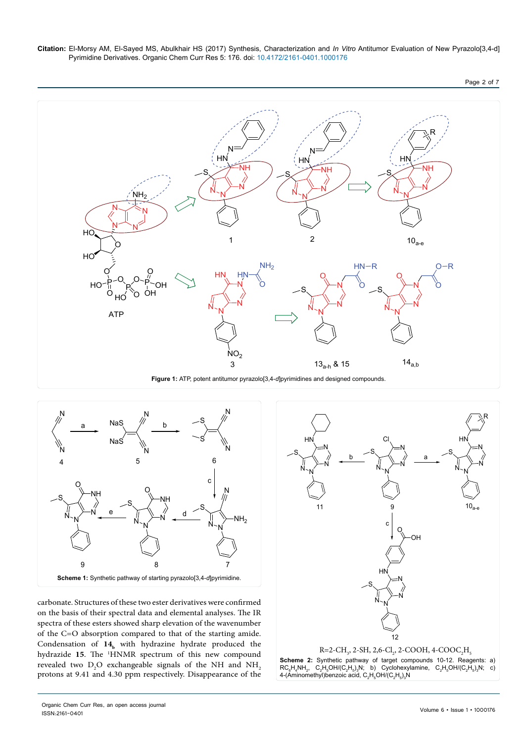**Figure 1:** ATP, potent antitumor pyrazolo[3,4-*d*]pyrimidines and designed compounds.

**Scheme 1:** Synthetic pathway of starting pyrazolo[3,4-*d*]pyrimidine.

carbonate. Structures of these two ester derivatives were confirmed on the basis of their spectral data and elemental analyses. The IR spectra of these esters showed sharp elevation of the wavenumber of the C=O absorption compared to that of the starting amide. Condensation of **14**$_b$ with hydrazine hydrate produced the hydrazide **15**. The $^1$HNMR spectrum of this new compound revealed two $D_2O$ exchangeable signals of the NH and $NH_2$ protons at 9.41 and 4.30 ppm respectively. Disappearance of the

R=2-$CH_3$, 2-SH, 2,6-$Cl_2$, 2-COOH, 4-$COOC_2H_5$

**Scheme 2:** Synthetic pathway of target compounds 10-12. Reagents: a) $RC_6H_4NH_2$, $C_2H_5OH/(C_2H_5)_3N$; b) Cyclohexylamine, $C_2H_5OH/(C_2H_5)_3N$; c) 4-(Aminomethyl)benzoic acid, $C_2H_5OH/(C_2H_5)_3N$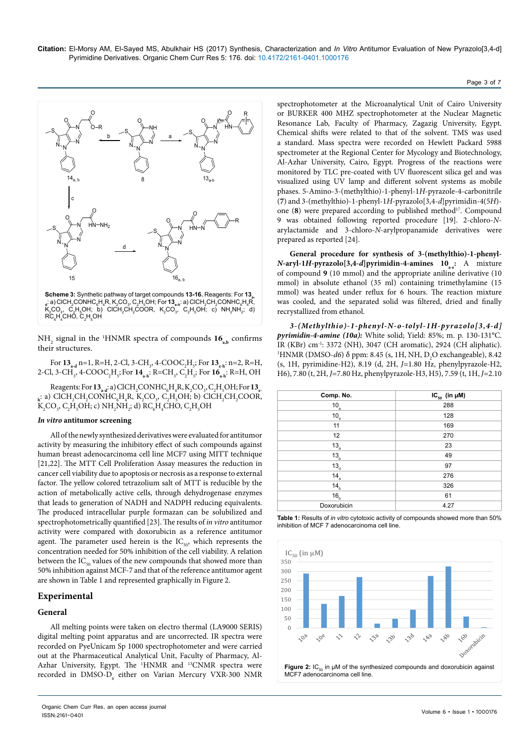**Scheme 3:** Synthetic pathway of target compounds **13-16.** Reagents: For **$13_{a-e}$**: a) $ClCH_2CONHC_6H_4R$, $K_2CO_3$, $C_2H_5OH$; For **$13_{e-h}$**: a) $ClCH_2CH_2CONHC_6H_4R$, $K_2CO_3$, $C_2H_5OH$; b) $ClCH_2CH_2COOR$, $K_2CO_3$, $C_2H_5OH$; c) $NH_2NH_2$; d) $RC_6H_4CHO$, $C_2H_5OH$

$NH_2$ signal in the [1]HNMR spectra of compounds **$16_{a,b}$** confirms their structures.

For **$13_{a-d}$** n=1, R=H, 2-Cl, 3-$CH_3$, 4-$COOC_2H_5$; For **$13_{e-h}$**: n=2, R=H, 2-Cl, 3-$CH_3$, 4-$COOC_2H_5$; For **$14_{a-b}$**: R=$CH_3$, $C_2H_5$; For **$16_{a-b}$**: R=H, OH

Reagents: For **$13_{a-d}$**: a) $ClCH_2CONHC_6H_4R$, $K_2CO_3$, $C_2H_5OH$; For **$13_{e-h}$**: a) $ClCH_2CH_2CONHC_6H_4R$, $K_2CO_3$, $C_2H_5OH$; b) $ClCH_2CH_2COOR$, $K_2CO_3$, $C_2H_5OH$; c) $NH_2NH_2$; d) $RC_6H_4CHO$, $C_2H_5OH$

### *In vitro* antitumor screening

All of the newly synthesized derivatives were evaluated for antitumor activity by measuring the inhibitory effect of such compounds against human breast adenocarcinoma cell line MCF7 using MITT technique [21,22]. The MTT Cell Proliferation Assay measures the reduction in cancer cell viability due to apoptosis or necrosis as a response to external factor. The yellow colored tetrazolium salt of MTT is reducible by the action of metabolically active cells, through dehydrogenase enzymes that leads to generation of NADH and NADPH reducing equivalents. The produced intracellular purple formazan can be solubilized and spectrophotometrically quantified [23]. The results of *in vitro* antitumor activity were compared with doxorubicin as a reference antitumor agent. The parameter used herein is the $IC_{50}$, which represents the concentration needed for 50% inhibition of the cell viability. A relation between the $IC_{50}$ values of the new compounds that showed more than 50% inhibition against MCF-7 and that of the reference antitumor agent are shown in Table 1 and represented graphically in Figure 2.

## Experimental

### General

All melting points were taken on electro thermal (LA9000 SERIS) digital melting point apparatus and are uncorrected. IR spectra were recorded on PyeUnicam Sp 1000 spectrophotometer and were carried out at the Pharmaceutical Analytical Unit, Faculty of Pharmacy, Al-Azhar University, Egypt. The [1]HNMR and [13]CNMR spectra were recorded in DMSO-$D_6$ either on Varian Mercury VXR-300 NMR spectrophotometer at the Microanalytical Unit of Cairo University or BURKER 400 MHZ spectrophotometer at the Nuclear Magnetic Resonance Lab, Faculty of Pharmacy, Zagazig University, Egypt. Chemical shifts were related to that of the solvent. TMS was used a standard. Mass spectra were recorded on Hewlett Packard 5988 spectrometer at the Regional Center for Mycology and Biotechnology, Al-Azhar University, Cairo, Egypt. Progress of the reactions were monitored by TLC pre-coated with UV fluorescent silica gel and was visualized using UV lamp and different solvent systems as mobile phases. 5-Amino-3-(methylthio)-1-phenyl-1*H*-pyrazole-4-carbonitrile (**7**) and 3-(methylthio)-1-phenyl-1*H*-pyrazolo[3,4-*d*]pyrimidin-4(5*H*)-one (**8**) were prepared according to published method[17]. Compound 9 was obtained following reported procedure [19]. 2-chloro-*N*-arylactamide and 3-chloro-*N*-arylpropanamide derivatives were prepared as reported [24].

**General procedure for synthesis of 3-(methylthio)-1-phenyl-*N*-aryl-1*H*-pyrazolo[3,4-*d*]pyrimidin-4-amines $10_{a-e}$:** A mixture of compound **9** (10 mmol) and the appropriate aniline derivative (10 mmol) in absolute ethanol (35 ml) containing trimethylamine (15 mmol) was heated under reflux for 6 hours. The reaction mixture was cooled, and the separated solid was filtered, dried and finally recrystallized from ethanol.

***3-(Methylthio)-1-phenyl-N-o-tolyl-1H-pyrazolo[3,4-d]pyrimidin-4-amine (10a):*** White solid; Yield: 85%; m. p. 130-131°C. IR (KBr) $cm^{-1}$: 3372 (NH), 3047 (CH aromatic), 2924 (CH aliphatic). [1]HNMR (DMSO-*d6*) δ ppm: 8.45 (s, 1H, NH, $D_2O$ exchangeable), 8.42 (s, 1H, pyrimidine-H2), 8.19 (d, 2H, *J*=1.80 Hz, phenylpyrazole-H2, H6), 7.80 (t, 2H, *J*=7.80 Hz, phenylpyrazole-H3, H5), 7.59 (t, 1H, *J*=2.10

| Comp. No. | $IC_{50}$ (in μM) |
|---|---|
| $10_a$ | 288 |
| $10_e$ | 128 |
| 11 | 169 |
| 12 | 270 |
| $13_a$ | 23 |
| $13_b$ | 49 |
| $13_d$ | 97 |
| $14_a$ | 276 |
| $14_b$ | 326 |
| $16_b$ | 61 |
| Doxorubicin | 4.27 |

**Table 1:** Results of *in vitro* cytotoxic activity of compounds showed more than 50% inhibition of MCF 7 adenocarcinoma cell line.

**Figure 2:** $IC_{50}$ in μM of the synthesized compounds and doxorubicin against MCF7 adenocarcinoma cell line.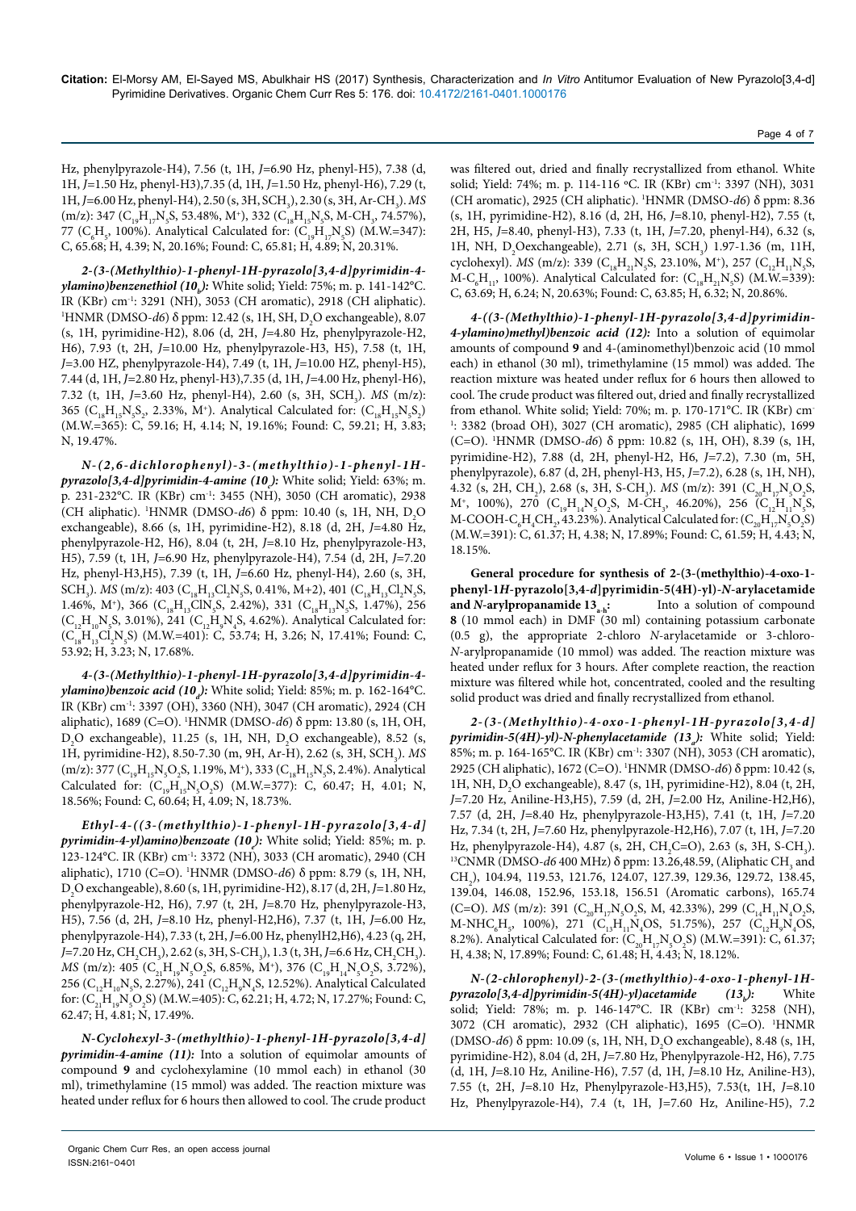Hz, phenylpyrazole-H4), 7.56 (t, 1H, *J*=6.90 Hz, phenyl-H5), 7.38 (d, 1H, *J*=1.50 Hz, phenyl-H3),7.35 (d, 1H, *J*=1.50 Hz, phenyl-H6), 7.29 (t, 1H, *J*=6.00 Hz, phenyl-H4), 2.50 (s, 3H, $SCH_3$), 2.30 (s, 3H, Ar-$CH_3$). *MS* (m/z): 347 ($C_{19}H_{17}N_5S$, 53.48%, $M^+$), 332 ($C_{18}H_{15}N_5S$, M-$CH_3$, 74.57%), 77 ($C_6H_5$, 100%). Analytical Calculated for: ($C_{19}H_{17}N_5S$) (M.W.=347): C, 65.68; H, 4.39; N, 20.16%; Found: C, 65.81; H, 4.89; N, 20.31%.

***2-(3-(Methylthio)-1-phenyl-1H-pyrazolo[3,4-d]pyrimidin-4-ylamino)benzenethiol ($10_b$):*** White solid; Yield: 75%; m. p. 141-142°C. IR (KBr) $cm^{-1}$: 3291 (NH), 3053 (CH aromatic), 2918 (CH aliphatic). $^1$HNMR (DMSO-*d6*) δ ppm: 12.42 (s, 1H, SH, $D_2O$ exchangeable), 8.07 (s, 1H, pyrimidine-H2), 8.06 (d, 2H, *J*=4.80 Hz, phenylpyrazole-H2, H6), 7.93 (t, 2H, *J*=10.00 Hz, phenylpyrazole-H3, H5), 7.58 (t, 1H, *J*=3.00 HZ, phenylpyrazole-H4), 7.49 (t, 1H, *J*=10.00 HZ, phenyl-H5), 7.44 (d, 1H, *J*=2.80 Hz, phenyl-H3),7.35 (d, 1H, *J*=4.00 Hz, phenyl-H6), 7.32 (t, 1H, *J*=3.60 Hz, phenyl-H4), 2.60 (s, 3H, $SCH_3$). *MS* (m/z): 365 ($C_{18}H_{15}N_5S_2$, 2.33%, $M^+$). Analytical Calculated for: ($C_{18}H_{15}N_5S_2$) (M.W.=365): C, 59.16; H, 4.14; N, 19.16%; Found: C, 59.21; H, 3.83; N, 19.47%.

***N-(2,6-dichlorophenyl)-3-(methylthio)-1-phenyl-1H-pyrazolo[3,4-d]pyrimidin-4-amine ($10_c$):*** White solid; Yield: 63%; m. p. 231-232°C. IR (KBr) $cm^{-1}$: 3455 (NH), 3050 (CH aromatic), 2938 (CH aliphatic). $^1$HNMR (DMSO-*d6*) δ ppm: 10.40 (s, 1H, NH, $D_2O$ exchangeable), 8.66 (s, 1H, pyrimidine-H2), 8.18 (d, 2H, *J*=4.80 Hz, phenylpyrazole-H2, H6), 8.04 (t, 2H, *J*=8.10 Hz, phenylpyrazole-H3, H5), 7.59 (t, 1H, *J*=6.90 Hz, phenylpyrazole-H4), 7.54 (d, 2H, *J*=7.20 Hz, phenyl-H3,H5), 7.39 (t, 1H, *J*=6.60 Hz, phenyl-H4), 2.60 (s, 3H, $SCH_3$). *MS* (m/z): 403 ($C_{18}H_{13}Cl_2N_5S$, 0.41%, M+2), 401 ($C_{18}H_{13}Cl_2N_5S$, 1.46%, $M^+$), 366 ($C_{18}H_{13}ClN_5S$, 2.42%), 331 ($C_{18}H_{13}N_5S$, 1.47%), 256 ($C_{12}H_{10}N_5S$, 3.01%), 241 ($C_{12}H_9N_4S$, 4.62%). Analytical Calculated for: ($C_{18}H_{13}Cl_2N_5S$) (M.W.=401): C, 53.74; H, 3.26; N, 17.41%; Found: C, 53.92; H, 3.23; N, 17.68%.

***4-(3-(Methylthio)-1-phenyl-1H-pyrazolo[3,4-d]pyrimidin-4-ylamino)benzoic acid ($10_d$):*** White solid; Yield: 85%; m. p. 162-164°C. IR (KBr) $cm^{-1}$: 3397 (OH), 3360 (NH), 3047 (CH aromatic), 2924 (CH aliphatic), 1689 (C=O). $^1$HNMR (DMSO-*d6*) δ ppm: 13.80 (s, 1H, OH, $D_2O$ exchangeable), 11.25 (s, 1H, NH, $D_2O$ exchangeable), 8.52 (s, 1H, pyrimidine-H2), 8.50-7.30 (m, 9H, Ar-H), 2.62 (s, 3H, $SCH_3$). *MS* (m/z): 377 ($C_{19}H_{15}N_5O_2S$, 1.19%, $M^+$), 333 ($C_{18}H_{15}N_5S$, 2.4%). Analytical Calculated for: ($C_{19}H_{15}N_5O_2S$) (M.W.=377): C, 60.47; H, 4.01; N, 18.56%; Found: C, 60.64; H, 4.09; N, 18.73%.

***Ethyl-4-((3-(methylthio)-1-phenyl-1H-pyrazolo[3,4-d]pyrimidin-4-yl)amino)benzoate ($10_e$):*** White solid; Yield: 85%; m. p. 123-124°C. IR (KBr) $cm^{-1}$: 3372 (NH), 3033 (CH aromatic), 2940 (CH aliphatic), 1710 (C=O). $^1$HNMR (DMSO-*d6*) δ ppm: 8.79 (s, 1H, NH, $D_2O$ exchangeable), 8.60 (s, 1H, pyrimidine-H2), 8.17 (d, 2H, *J*=1.80 Hz, phenylpyrazole-H2, H6), 7.97 (t, 2H, *J*=8.70 Hz, phenylpyrazole-H3, H5), 7.56 (d, 2H, *J*=8.10 Hz, phenyl-H2,H6), 7.37 (t, 1H, *J*=6.00 Hz, phenylpyrazole-H4), 7.33 (t, 2H, *J*=6.00 Hz, phenylH2,H6), 4.23 (q, 2H, *J*=7.20 Hz, $CH_2CH_3$), 2.62 (s, 3H, S-$CH_3$), 1.3 (t, 3H, *J*=6.6 Hz, $CH_2CH_3$). *MS* (m/z): 405 ($C_{21}H_{19}N_5O_2S$, 6.85%, $M^+$), 376 ($C_{19}H_{14}N_5O_2S$, 3.72%), 256 ($C_{12}H_{10}N_5S$, 2.27%), 241 ($C_{12}H_9N_4S$, 12.52%). Analytical Calculated for: ($C_{21}H_{19}N_5O_2S$) (M.W.=405): C, 62.21; H, 4.72; N, 17.27%; Found: C, 62.47; H, 4.81; N, 17.49%.

***N-Cyclohexyl-3-(methylthio)-1-phenyl-1H-pyrazolo[3,4-d]pyrimidin-4-amine (11):*** Into a solution of equimolar amounts of compound **9** and cyclohexylamine (10 mmol each) in ethanol (30 ml), trimethylamine (15 mmol) was added. The reaction mixture was heated under reflux for 6 hours then allowed to cool. The crude product was filtered out, dried and finally recrystallized from ethanol. White solid; Yield: 74%; m. p. 114-116 °C. IR (KBr) $cm^{-1}$: 3397 (NH), 3031 (CH aromatic), 2925 (CH aliphatic). $^1$HNMR (DMSO-*d6*) δ ppm: 8.36 (s, 1H, pyrimidine-H2), 8.16 (d, 2H, H6, *J*=8.10, phenyl-H2), 7.55 (t, 2H, H5, *J*=8.40, phenyl-H3), 7.33 (t, 1H, *J*=7.20, phenyl-H4), 6.32 (s, 1H, NH, $D_2O$exchangeable), 2.71 (s, 3H, $SCH_3$) 1.97-1.36 (m, 11H, cyclohexyl). *MS* (m/z): 339 ($C_{18}H_{21}N_5S$, 23.10%, $M^+$), 257 ($C_{12}H_{11}N_5S$, M-$C_6H_{11}$, 100%). Analytical Calculated for: ($C_{18}H_{21}N_5S$) (M.W.=339): C, 63.69; H, 6.24; N, 20.63%; Found: C, 63.85; H, 6.32; N, 20.86%.

***4-((3-(Methylthio)-1-phenyl-1H-pyrazolo[3,4-d]pyrimidin-4-ylamino)methyl)benzoic acid (12):*** Into a solution of equimolar amounts of compound **9** and 4-(aminomethyl)benzoic acid (10 mmol each) in ethanol (30 ml), trimethylamine (15 mmol) was added. The reaction mixture was heated under reflux for 6 hours then allowed to cool. The crude product was filtered out, dried and finally recrystallized from ethanol. White solid; Yield: 70%; m. p. 170-171°C. IR (KBr) $cm^{-1}$: 3382 (broad OH), 3027 (CH aromatic), 2985 (CH aliphatic), 1699 (C=O). $^1$HNMR (DMSO-*d6*) δ ppm: 10.82 (s, 1H, OH), 8.39 (s, 1H, pyrimidine-H2), 7.88 (d, 2H, phenyl-H2, H6, *J*=7.2), 7.30 (m, 5H, phenylpyrazole), 6.87 (d, 2H, phenyl-H3, H5, *J*=7.2), 6.28 (s, 1H, NH), 4.32 (s, 2H, $CH_2$), 2.68 (s, 3H, S-$CH_3$). *MS* (m/z): 391 ($C_{20}H_{17}N_5O_2S$, $M^+$, 100%), 270 ($C_{19}H_{14}N_5O_2S$, M-$CH_3$, 46.20%), 256 ($C_{12}H_{11}N_5S$, M-COOH-$C_6H_4CH_2$, 43.23%). Analytical Calculated for: ($C_{20}H_{17}N_5O_2S$) (M.W.=391): C, 61.37; H, 4.38; N, 17.89%; Found: C, 61.59; H, 4.43; N, 18.15%.

**General procedure for synthesis of 2-(3-(methylthio)-4-oxo-1-phenyl-1*H*-pyrazolo[3,4-*d*]pyrimidin-5(4H)-yl)-*N*-arylacetamide and *N*-arylpropanamide $13_{a-h}$:** Into a solution of compound **8** (10 mmol each) in DMF (30 ml) containing potassium carbonate (0.5 g), the appropriate 2-chloro *N*-arylacetamide or 3-chloro-*N*-arylpropanamide (10 mmol) was added. The reaction mixture was heated under reflux for 3 hours. After complete reaction, the reaction mixture was filtered while hot, concentrated, cooled and the resulting solid product was dried and finally recrystallized from ethanol.

***2-(3-(Methylthio)-4-oxo-1-phenyl-1H-pyrazolo[3,4-d]pyrimidin-5(4H)-yl)-N-phenylacetamide ($13_a$):*** White solid; Yield: 85%; m. p. 164-165°C. IR (KBr) $cm^{-1}$: 3307 (NH), 3053 (CH aromatic), 2925 (CH aliphatic), 1672 (C=O). $^1$HNMR (DMSO-*d6*) δ ppm: 10.42 (s, 1H, NH, $D_2O$ exchangeable), 8.47 (s, 1H, pyrimidine-H2), 8.04 (t, 2H, *J*=7.20 Hz, Aniline-H3,H5), 7.59 (d, 2H, *J*=2.00 Hz, Aniline-H2,H6), 7.57 (d, 2H, *J*=8.40 Hz, phenylpyrazole-H3,H5), 7.41 (t, 1H, *J*=7.20 Hz, 7.34 (t, 2H, *J*=7.60 Hz, phenylpyrazole-H2,H6), 7.07 (t, 1H, *J*=7.20 Hz, phenylpyrazole-H4), 4.87 (s, 2H, $CH_2$C=O), 2.63 (s, 3H, S-$CH_3$). $^{13}$CNMR (DMSO-*d6* 400 MHz) δ ppm: 13.26,48.59, (Aliphatic $CH_3$ and $CH_2$), 104.94, 119.53, 121.76, 124.07, 127.39, 129.36, 129.72, 138.45, 139.04, 146.08, 152.96, 153.18, 156.51 (Aromatic carbons), 165.74 (C=O). *MS* (m/z): 391 ($C_{20}H_{17}N_5O_2S$, M, 42.33%), 299 ($C_{14}H_{11}N_4O_2S$, M-$NHC_6H_5$, 100%), 271 ($C_{13}H_{11}N_4OS$, 51.75%), 257 ($C_{12}H_9N_4OS$, 8.2%). Analytical Calculated for: ($C_{20}H_{17}N_5O_2S$) (M.W.=391): C, 61.37; H, 4.38; N, 17.89%; Found: C, 61.48; H, 4.43; N, 18.12%.

***N-(2-chlorophenyl)-2-(3-(methylthio)-4-oxo-1-phenyl-1H-pyrazolo[3,4-d]pyrimidin-5(4H)-yl)acetamide ($13_b$):*** White solid; Yield: 78%; m. p. 146-147°C. IR (KBr) $cm^{-1}$: 3258 (NH), 3072 (CH aromatic), 2932 (CH aliphatic), 1695 (C=O). $^1$HNMR (DMSO-*d6*) δ ppm: 10.09 (s, 1H, NH, $D_2O$ exchangeable), 8.48 (s, 1H, pyrimidine-H2), 8.04 (d, 2H, *J*=7.80 Hz, Phenylpyrazole-H2, H6), 7.75 (d, 1H, *J*=8.10 Hz, Aniline-H6), 7.57 (d, 1H, *J*=8.10 Hz, Aniline-H3), 7.55 (t, 2H, *J*=8.10 Hz, Phenylpyrazole-H3,H5), 7.53(t, 1H, *J*=8.10 Hz, Phenylpyrazole-H4), 7.4 (t, 1H, *J*=7.60 Hz, Aniline-H5), 7.2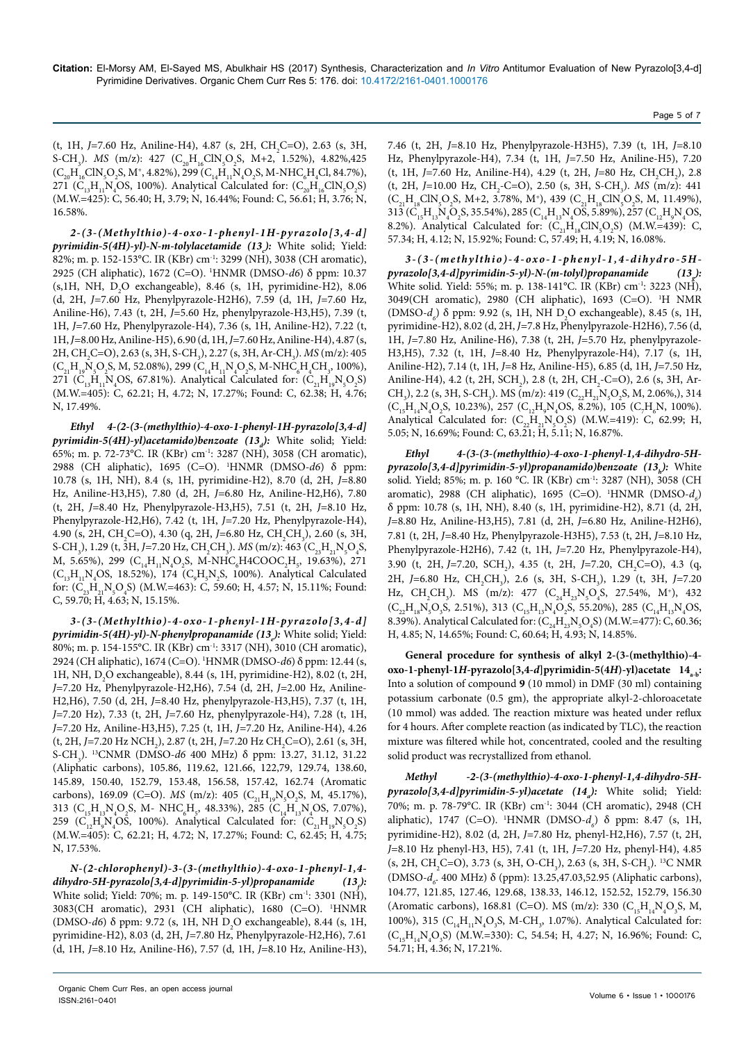(t, 1H, *J*=7.60 Hz, Aniline-H4), 4.87 (s, 2H, $CH_2C{=}O$), 2.63 (s, 3H, S-$CH_3$). *MS* (m/z): 427 ($C_{20}H_{16}ClN_5O_2S$, M+2, 1.52%), 4.82%,425 ($C_{20}H_{16}ClN_5O_2S$, $M^+$, 4.82%), 299 ($C_{14}H_{11}N_4O_2S$, M-$NHC_6H_4Cl$, 84.7%), 271 ($C_{13}H_{11}N_4OS$, 100%). Analytical Calculated for: ($C_{20}H_{16}ClN_5O_2S$) (M.W.=425): C, 56.40; H, 3.79; N, 16.44%; Found: C, 56.61; H, 3.76; N, 16.58%.

***2-(3-(Methylthio)-4-oxo-1-phenyl-1H-pyrazolo[3,4-d] pyrimidin-5(4H)-yl)-N-m-tolylacetamide ($13_c$):*** White solid; Yield: 82%; m. p. 152-153°C. IR (KBr) $cm^{-1}$: 3299 (NH), 3038 (CH aromatic), 2925 (CH aliphatic), 1672 (C=O). $^1$HNMR (DMSO-*d6*) δ ppm: 10.37 (s,1H, NH, $D_2O$ exchangeable), 8.46 (s, 1H, pyrimidine-H2), 8.06 (d, 2H, *J*=7.60 Hz, Phenylpyrazole-H2H6), 7.59 (d, 1H, *J*=7.60 Hz, Aniline-H6), 7.43 (t, 2H, *J*=5.60 Hz, phenylpyrazole-H3,H5), 7.39 (t, 1H, *J*=7.60 Hz, Phenylpyrazole-H4), 7.36 (s, 1H, Aniline-H2), 7.22 (t, 1H, *J*=8.00 Hz, Aniline-H5), 6.90 (d, 1H, *J*=7.60 Hz, Aniline-H4), 4.87 (s, 2H, $CH_2C{=}O$), 2.63 (s, 3H, S-$CH_3$), 2.27 (s, 3H, Ar-$CH_3$). *MS* (m/z): 405 ($C_{21}H_{19}N_5O_2S$, M, 52.08%), 299 ($C_{14}H_{11}N_4O_2S$, M-$NHC_6H_4CH_3$, 100%), 271 ($C_{13}H_{11}N_4OS$, 67.81%). Analytical Calculated for: ($C_{21}H_{19}N_5O_2S$) (M.W.=405): C, 62.21; H, 4.72; N, 17.27%; Found: C, 62.38; H, 4.76; N, 17.49%.

***Ethyl 4-(2-(3-(methylthio)-4-oxo-1-phenyl-1H-pyrazolo[3,4-d] pyrimidin-5(4H)-yl)acetamido)benzoate ($13_d$):*** White solid; Yield: 65%; m. p. 72-73°C. IR (KBr) $cm^{-1}$: 3287 (NH), 3058 (CH aromatic), 2988 (CH aliphatic), 1695 (C=O). $^1$HNMR (DMSO-*d6*) δ ppm: 10.78 (s, 1H, NH), 8.4 (s, 1H, pyrimidine-H2), 8.70 (d, 2H, *J*=8.80 Hz, Aniline-H3,H5), 7.80 (d, 2H, *J*=6.80 Hz, Aniline-H2,H6), 7.80 (t, 2H, *J*=8.40 Hz, Phenylpyrazole-H2,H6), 7.51 (t, 2H, *J*=8.10 Hz, Phenylpyrazole-H3,H5), 7.42 (t, 1H, *J*=7.20 Hz, Phenylpyrazole-H4), 4.90 (s, 2H, $CH_2C{=}O$), 4.30 (q, 2H, *J*=6.80 Hz, $CH_2CH_3$), 2.60 (s, 3H, S-$CH_3$), 1.29 (t, 3H, *J*=7.20 Hz, $CH_2CH_3$). *MS* (m/z): 463 ($C_{23}H_{21}N_5O_4S$, M, 5.65%), 299 ($C_{14}H_{11}N_4O_2S$, M-$NHC_6H_4COOC_2H_5$, 19.63%), 271 ($C_{13}H_{11}N_4OS$, 18.52%), 174 ($C_9H_5N_2S$, 100%). Analytical Calculated for: ($C_{23}H_{21}N_5O_4S$) (M.W.=463): C, 59.60; H, 4.57; N, 15.11%; Found: C, 59.70; H, 4.63; N, 15.15%.

***3-(3-(Methylthio)-4-oxo-1-phenyl-1H-pyrazolo[3,4-d] pyrimidin-5(4H)-yl)-N-phenylpropanamide ($13_e$):*** White solid; Yield: 80%; m. p. 154-155°C. IR (KBr) $cm^{-1}$: 3317 (NH), 3010 (CH aromatic), 2924 (CH aliphatic), 1674 (C=O). $^1$HNMR (DMSO-*d6*) δ ppm: 12.44 (s, 1H, NH, $D_2O$ exchangeable), 8.44 (s, 1H, pyrimidine-H2), 8.02 (t, 2H, *J*=7.20 Hz, Phenylpyrazole-H2,H6), 7.54 (d, 2H, *J*=2.00 Hz, Aniline-H2,H6), 7.50 (d, 2H, *J*=8.40 Hz, phenylpyrazole-H3,H5), 7.37 (t, 1H, *J*=7.20 Hz), 7.33 (t, 2H, *J*=7.60 Hz, phenylpyrazole-H4), 7.28 (t, 1H, *J*=7.20 Hz, Aniline-H3,H5), 7.25 (t, 1H, *J*=7.20 Hz, Aniline-H4), 4.26 (t, 2H, *J*=7.20 Hz $NCH_2$), 2.87 (t, 2H, *J*=7.20 Hz $CH_2C{=}O$), 2.61 (s, 3H, S-$CH_3$). $^{13}$CNMR (DMSO-*d6* 400 MHz) δ ppm: 13.27, 31.12, 31.22 (Aliphatic carbons), 105.86, 119.62, 121.66, 122,79, 129.74, 138.60, 145.89, 150.40, 152.79, 153.48, 156.58, 157.42, 162.74 (Aromatic carbons), 169.09 (C=O). *MS* (m/z): 405 ($C_{21}H_{19}N_5O_2S$, M, 45.17%), 313 ($C_{15}H_{13}N_4O_2S$, M- $NHC_6H_5$, 48.33%), 285 ($C_{14}H_{13}N_4OS$, 7.07%), 259 ($C_{12}H_9N_4OS$, 100%). Analytical Calculated for: ($C_{21}H_{19}N_5O_2S$) (M.W.=405): C, 62.21; H, 4.72; N, 17.27%; Found: C, 62.45; H, 4.75; N, 17.53%.

***N-(2-chlorophenyl)-3-(3-(methylthio)-4-oxo-1-phenyl-1,4-dihydro-5H-pyrazolo[3,4-d]pyrimidin-5-yl)propanamide ($13_f$):*** White solid; Yield: 70%; m. p. 149-150°C. IR (KBr) $cm^{-1}$: 3301 (NH), 3083(CH aromatic), 2931 (CH aliphatic), 1680 (C=O). $^1$HNMR (DMSO-*d6*) δ ppm: 9.72 (s, 1H, NH $D_2O$ exchangeable), 8.44 (s, 1H, pyrimidine-H2), 8.03 (d, 2H, *J*=7.80 Hz, Phenylpyrazole-H2,H6), 7.61 (d, 1H, *J*=8.10 Hz, Aniline-H6), 7.57 (d, 1H, *J*=8.10 Hz, Aniline-H3), 7.46 (t, 2H, *J*=8.10 Hz, Phenylpyrazole-H3H5), 7.39 (t, 1H, *J*=8.10 Hz, Phenylpyrazole-H4), 7.34 (t, 1H, *J*=7.50 Hz, Aniline-H5), 7.20 (t, 1H, *J*=7.60 Hz, Aniline-H4), 4.29 (t, 2H, *J*=80 Hz, $CH_2CH_2$), 2.8 (t, 2H, *J*=10.00 Hz, $CH_2$-C=O), 2.50 (s, 3H, S-$CH_3$). *MS* (m/z): 441 ($C_{21}H_{18}ClN_5O_2S$, M+2, 3.78%, $M^+$), 439 ($C_{21}H_{18}ClN_5O_2S$, M, 11.49%), 313 ($C_{15}H_{13}N_4O_2S$, 35.54%), 285 ($C_{14}H_{13}N_4OS$, 5.89%), 257 ($C_{12}H_9N_4OS$, 8.2%). Analytical Calculated for: ($C_{21}H_{18}ClN_5O_2S$) (M.W.=439): C, 57.34; H, 4.12; N, 15.92%; Found: C, 57.49; H, 4.19; N, 16.08%.

***3-(3-(methylthio)-4-oxo-1-phenyl-1,4-dihydro-5H-pyrazolo[3,4-d]pyrimidin-5-yl)-N-(m-tolyl)propanamide ($13_g$):*** White solid. Yield: 55%; m. p. 138-141°C. IR (KBr) $cm^{-1}$: 3223 (NH), 3049(CH aromatic), 2980 (CH aliphatic), 1693 (C=O). $^1$H NMR (DMSO-$d_6$) δ ppm: 9.92 (s, 1H, NH $D_2O$ exchangeable), 8.45 (s, 1H, pyrimidine-H2), 8.02 (d, 2H, *J*=7.8 Hz, Phenylpyrazole-H2H6), 7.56 (d, 1H, *J*=7.80 Hz, Aniline-H6), 7.38 (t, 2H, *J*=5.70 Hz, phenylpyrazole-H3,H5), 7.32 (t, 1H, *J*=8.40 Hz, Phenylpyrazole-H4), 7.17 (s, 1H, Aniline-H2), 7.14 (t, 1H, *J*=8 Hz, Aniline-H5), 6.85 (d, 1H, *J*=7.50 Hz, Aniline-H4), 4.2 (t, 2H, $SCH_2$), 2.8 (t, 2H, $CH_2$-C=O), 2.6 (s, 3H, Ar-$CH_3$), 2.2 (s, 3H, S-$CH_3$). MS (m/z): 419 ($C_{22}H_{21}N_5O_2S$, M, 2.06%,), 314 ($C_{15}H_{14}N_4O_2S$, 10.23%), 257 ($C_{12}H_9N_4OS$, 8.2%), 105 ($C_7H_6N$, 100%). Analytical Calculated for: ($C_{22}H_{21}N_5O_2S$) (M.W.=419): C, 62.99; H, 5.05; N, 16.69%; Found: C, 63.21; H, 5.11; N, 16.87%.

***Ethyl 4-(3-(3-(methylthio)-4-oxo-1-phenyl-1,4-dihydro-5H-pyrazolo[3,4-d]pyrimidin-5-yl)propanamido)benzoate ($13_h$):*** White solid. Yield; 85%; m. p. 160 °C. IR (KBr) $cm^{-1}$: 3287 (NH), 3058 (CH aromatic), 2988 (CH aliphatic), 1695 (C=O). $^1$HNMR (DMSO-$d_6$) δ ppm: 10.78 (s, 1H, NH), 8.40 (s, 1H, pyrimidine-H2), 8.71 (d, 2H, *J*=8.80 Hz, Aniline-H3,H5), 7.81 (d, 2H, *J*=6.80 Hz, Aniline-H2H6), 7.81 (t, 2H, *J*=8.40 Hz, Phenylpyrazole-H3H5), 7.53 (t, 2H, *J*=8.10 Hz, Phenylpyrazole-H2H6), 7.42 (t, 1H, *J*=7.20 Hz, Phenylpyrazole-H4), 3.90 (t, 2H, *J*=7.20, $SCH_2$), 4.35 (t, 2H, *J*=7.20, $CH_2C{=}O$), 4.3 (q, 2H, *J*=6.80 Hz, $CH_2CH_3$), 2.6 (s, 3H, S-$CH_3$), 1.29 (t, 3H, *J*=7.20 Hz, $CH_2CH_3$). MS (m/z): 477 ($C_{24}H_{23}N_5O_4S$, 27.54%, $M^+$), 432 ($C_{22}H_{18}N_5O_3S$, 2.51%), 313 ($C_{15}H_{13}N_4O_2S$, 55.20%), 285 ($C_{14}H_{13}N_4OS$, 8.39%). Analytical Calculated for: ($C_{24}H_{23}N_5O_4S$) (M.W.=477): C, 60.36; H, 4.85; N, 14.65%; Found: C, 60.64; H, 4.93; N, 14.85%.

**General procedure for synthesis of alkyl 2-(3-(methylthio)-4-oxo-1-phenyl-1*H*-pyrazolo[3,4-*d*]pyrimidin-5(4*H*)-yl)acetate $14_{a-b}$:** Into a solution of compound **9** (10 mmol) in DMF (30 ml) containing potassium carbonate (0.5 gm), the appropriate alkyl-2-chloroacetate (10 mmol) was added. The reaction mixture was heated under reflux for 4 hours. After complete reaction (as indicated by TLC), the reaction mixture was filtered while hot, concentrated, cooled and the resulting solid product was recrystallized from ethanol.

***Methyl -2-(3-(methylthio)-4-oxo-1-phenyl-1,4-dihydro-5H-pyrazolo[3,4-d]pyrimidin-5-yl)acetate ($14_a$):*** White solid; Yield: 70%; m. p. 78-79°C. IR (KBr) $cm^{-1}$: 3044 (CH aromatic), 2948 (CH aliphatic), 1747 (C=O). $^1$HNMR (DMSO-$d_6$) δ ppm: 8.47 (s, 1H, pyrimidine-H2), 8.02 (d, 2H, *J*=7.80 Hz, phenyl-H2,H6), 7.57 (t, 2H, *J*=8.10 Hz phenyl-H3, H5), 7.41 (t, 1H, *J*=7.20 Hz, phenyl-H4), 4.85 (s, 2H, $CH_2C{=}O$), 3.73 (s, 3H, O-$CH_3$), 2.63 (s, 3H, S-$CH_3$). $^{13}$C NMR (DMSO-$d_6$. 400 MHz) δ (ppm): 13.25,47.03,52.95 (Aliphatic carbons), 104.77, 121.85, 127.46, 129.68, 138.33, 146.12, 152.52, 152.79, 156.30 (Aromatic carbons), 168.81 (C=O). MS (m/z): 330 ($C_{15}H_{14}N_4O_3S$, M, 100%), 315 ($C_{14}H_{11}N_4O_3S$, M-$CH_3$, 1.07%). Analytical Calculated for: ($C_{15}H_{14}N_4O_3S$) (M.W.=330): C, 54.54; H, 4.27; N, 16.96%; Found: C, 54.71; H, 4.36; N, 17.21%.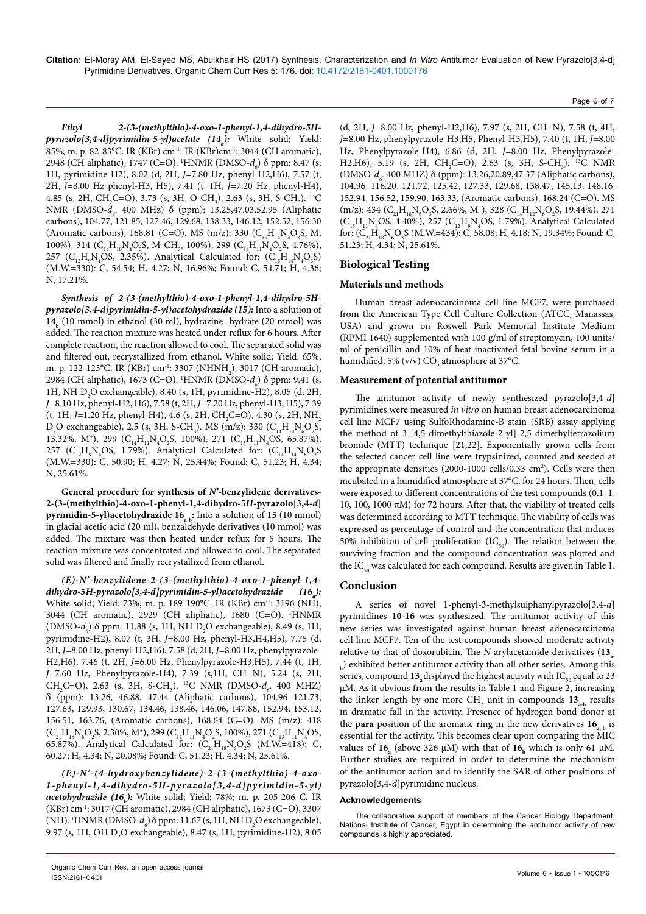***Ethyl 2-(3-(methylthio)-4-oxo-1-phenyl-1,4-dihydro-5H-pyrazolo[3,4-d]pyrimidin-5-yl)acetate ($14_b$):*** White solid; Yield: 85%; m. p. 82-83°C. IR (KBr) $cm^{-1}$: IR (KBr)$cm^{-1}$: 3044 (CH aromatic), 2948 (CH aliphatic), 1747 (C=O). $^1$HNMR (DMSO-$d_6$) δ ppm: 8.47 (s, 1H, pyrimidine-H2), 8.02 (d, 2H, *J*=7.80 Hz, phenyl-H2,H6), 7.57 (t, 2H, *J*=8.00 Hz phenyl-H3, H5), 7.41 (t, 1H, *J*=7.20 Hz, phenyl-H4), 4.85 (s, 2H, $CH_2$C=O), 3.73 (s, 3H, O-$CH_3$), 2.63 (s, 3H, S-$CH_3$). $^{13}$C NMR (DMSO-$d_6$. 400 MHz) δ (ppm): 13.25,47.03,52.95 (Aliphatic carbons), 104.77, 121.85, 127.46, 129.68, 138.33, 146.12, 152.52, 156.30 (Aromatic carbons), 168.81 (C=O). MS (m/z): 330 ($C_{15}H_{14}N_4O_3S$, M, 100%), 314 ($C_{14}H_{10}N_4O_3S$, M-$CH_3$, 100%), 299 ($C_{14}H_{11}N_4O_2S$, 4.76%), 257 ($C_{12}H_9N_4OS$, 2.35%). Analytical Calculated for: ($C_{15}H_{14}N_4O_3S$) (M.W.=330): C, 54.54; H, 4.27; N, 16.96%; Found: C, 54.71; H, 4.36; N, 17.21%.

***Synthesis of 2-(3-(methylthio)-4-oxo-1-phenyl-1,4-dihydro-5H-pyrazolo[3,4-d]pyrimidin-5-yl)acetohydrazide (15):*** Into a solution of $14_b$ (10 mmol) in ethanol (30 ml), hydrazine- hydrate (20 mmol) was added. The reaction mixture was heated under reflux for 6 hours. After complete reaction, the reaction allowed to cool. The separated solid was and filtered out, recrystallized from ethanol. White solid; Yield: 65%; m. p. 122-123°C. IR (KBr) $cm^{-1}$: 3307 ($NHNH_2$), 3017 (CH aromatic), 2984 (CH aliphatic), 1673 (C=O). $^1$HNMR (DMSO-$d_6$) δ ppm: 9.41 (s, 1H, NH $D_2$O exchangeable), 8.40 (s, 1H, pyrimidine-H2), 8.05 (d, 2H, *J*=8.10 Hz, phenyl-H2, H6), 7.58 (t, 2H, *J*=7.20 Hz, phenyl-H3, H5), 7.39 (t, 1H, *J*=1.20 Hz, phenyl-H4), 4.6 (s, 2H, $CH_2$C=O), 4.30 (s, 2H, $NH_2$ $D_2$O exchangeable), 2.5 (s, 3H, S-$CH_3$). MS (m/z): 330 ($C_{14}H_{14}N_6O_2S$, 13.32%, M$^+$), 299 ($C_{14}H_{11}N_4O_2S$, 100%), 271 ($C_{13}H_{11}N_4OS$, 65.87%), 257 ($C_{12}H_9N_4OS$, 1.79%). Analytical Calculated for: ($C_{14}H_{14}N_6O_2S$ (M.W.=330): C, 50.90; H, 4.27; N, 25.44%; Found: C, 51.23; H, 4.34; N, 25.61%.

**General procedure for synthesis of *N'*-benzylidene derivatives-2-(3-(methylthio)-4-oxo-1-phenyl-1,4-dihydro-5*H*-pyrazolo[3,4-*d*] pyrimidin-5-yl)acetohydrazide $16_{a\text{-}b}$:** Into a solution of **15** (10 mmol) in glacial acetic acid (20 ml), benzaldehyde derivatives (10 mmol) was added. The mixture was then heated under reflux for 5 hours. The reaction mixture was concentrated and allowed to cool. The separated solid was filtered and finally recrystallized from ethanol.

***(E)-N'-benzylidene-2-(3-(methylthio)-4-oxo-1-phenyl-1,4-dihydro-5H-pyrazolo[3,4-d]pyrimidin-5-yl)acetohydrazide ($16_a$):*** White solid; Yield: 73%; m. p. 189-190°C. IR (KBr) $cm^{-1}$: 3196 (NH), 3044 (CH aromatic), 2929 (CH aliphatic), 1680 (C=O). $^1$HNMR (DMSO-$d_6$) δ ppm: 11.88 (s, 1H, NH $D_2$O exchangeable), 8.49 (s, 1H, pyrimidine-H2), 8.07 (t, 3H, *J*=8.00 Hz, phenyl-H3,H4,H5), 7.75 (d, 2H, *J*=8.00 Hz, phenyl-H2,H6), 7.58 (d, 2H, *J*=8.00 Hz, phenylpyrazole-H2,H6), 7.46 (t, 2H, *J*=6.00 Hz, Phenylpyrazole-H3,H5), 7.44 (t, 1H, *J*=7.60 Hz, Phenylpyrazole-H4), 7.39 (s,1H, CH=N), 5.24 (s, 2H, $CH_2$C=O), 2.63 (s, 3H, S-$CH_3$). $^{13}$C NMR (DMSO-$d_6$. 400 MHZ) δ (ppm): 13.26, 46.88, 47.44 (Aliphatic carbons), 104.96 121.73, 127.63, 129.93, 130.67, 134.46, 138.46, 146.06, 147.88, 152.94, 153.12, 156.51, 163.76, (Aromatic carbons), 168.64 (C=O). MS (m/z): 418 ($C_{21}H_{18}N_6O_2S$, 2.30%, M$^+$), 299 ($C_{14}H_{11}N_4O_2S$, 100%), 271 ($C_{13}H_{11}N_4OS$, 65.87%). Analytical Calculated for: ($C_{21}H_{18}N_6O_2S$ (M.W.=418): C, 60.27; H, 4.34; N, 20.08%; Found: C, 51.23; H, 4.34; N, 25.61%.

***(E)-N'-(4-hydroxybenzylidene)-2-(3-(methylthio)-4-oxo-1-phenyl-1,4-dihydro-5H-pyrazolo[3,4-d]pyrimidin-5-yl) acetohydrazide ($16_b$):*** White solid; Yield: 78%; m. p. 205-206 C. IR (KBr) $cm^{-1}$: 3017 (CH aromatic), 2984 (CH aliphatic), 1673 (C=O), 3307 (NH). $^1$HNMR (DMSO-$d_6$) δ ppm: 11.67 (s, 1H, NH $D_2$O exchangeable), 9.97 (s, 1H, OH $D_2$O exchangeable), 8.47 (s, 1H, pyrimidine-H2), 8.05 (d, 2H, *J*=8.00 Hz, phenyl-H2,H6), 7.97 (s, 2H, CH=N), 7.58 (t, 4H, *J*=8.00 Hz, phenylpyrazole-H3,H5, Phenyl-H3,H5), 7.40 (t, 1H, *J*=8.00 Hz, Phenylpyrazole-H4), 6.86 (d, 2H, *J*=8.00 Hz, Phenylpyrazole-H2,H6), 5.19 (s, 2H, $CH_2$C=O), 2.63 (s, 3H, S-$CH_3$). $^{13}$C NMR (DMSO-$d_6$. 400 MHZ) δ (ppm): 13.26,20.89,47.37 (Aliphatic carbons), 104.96, 116.20, 121.72, 125.42, 127.33, 129.68, 138.47, 145.13, 148.16, 152.94, 156.52, 159.90, 163.33, (Aromatic carbons), 168.24 (C=O). MS (m/z): 434 ($C_{21}H_{18}N_6O_3S$, 2.66%, M$^+$), 328 ($C_{14}H_{12}N_6O_2S$, 19.44%), 271 ($C_{13}H_{11}N_4OS$, 4.40%), 257 ($C_{12}H_9N_4OS$, 1.79%). Analytical Calculated for: ($C_{21}H_{18}N_6O_3S$ (M.W.=434): C, 58.08; H, 4.18; N, 19.34%; Found: C, 51.23; H, 4.34; N, 25.61%.

## Biological Testing

### Materials and methods

Human breast adenocarcinoma cell line MCF7, were purchased from the American Type Cell Culture Collection (ATCC, Manassas, USA) and grown on Roswell Park Memorial Institute Medium (RPMI 1640) supplemented with 100 g/ml of streptomycin, 100 units/ml of penicillin and 10% of heat inactivated fetal bovine serum in a humidified, 5% (v/v) $CO_2$ atmosphere at 37°C.

### Measurement of potential antitumor

The antitumor activity of newly synthesized pyrazolo[3,4-*d*] pyrimidines were measured *in vitro* on human breast adenocarcinoma cell line MCF7 using SulfoRhodamine-B stain (SRB) assay applying the method of 3-[4,5-dimethylthiazole-2-yl]-2,5-dimethyltetrazolium bromide (MTT) technique [21,22]. Exponentially grown cells from the selected cancer cell line were trypsinized, counted and seeded at the appropriate densities (2000-1000 cells/0.33 $cm^2$). Cells were then incubated in a humidified atmosphere at 37°C. for 24 hours. Then, cells were exposed to different concentrations of the test compounds (0.1, 1, 10, 100, 1000 πM) for 72 hours. After that, the viability of treated cells was determined according to MTT technique. The viability of cells was expressed as percentage of control and the concentration that induces 50% inhibition of cell proliferation ($IC_{50}$). The relation between the surviving fraction and the compound concentration was plotted and the $IC_{50}$ was calculated for each compound. Results are given in Table 1.

## Conclusion

A series of novel 1-phenyl-3-methylsulphanylpyrazolo[3,4-*d*] pyrimidines **10-16** was synthesized. The antitumor activity of this new series was investigated against human breast adenocarcinoma cell line MCF7. Ten of the test compounds showed moderate activity relative to that of doxorubicin. The *N*-arylacetamide derivatives (**$13_{a\text{-}h}$**) exhibited better antitumor activity than all other series. Among this series, compound **$13_a$** displayed the highest activity with $IC_{50}$ equal to 23 μM. As it obvious from the results in Table 1 and Figure 2, increasing the linker length by one more $CH_2$ unit in compounds **$13_{a\text{-}h}$** results in dramatic fall in the activity. Presence of hydrogen bond donor at the **para** position of the aromatic ring in the new derivatives **$16_{a,b}$** is essential for the activity. This becomes clear upon comparing the MIC values of **$16_a$** (above 326 μM) with that of **$16_b$** which is only 61 μM. Further studies are required in order to determine the mechanism of the antitumor action and to identify the SAR of other positions of pyrazolo[3,4-*d*]pyrimidine nucleus.

#### Acknowledgements

The collaborative support of members of the Cancer Biology Department, National Institute of Cancer, Egypt in determining the antitumor activity of new compounds is highly appreciated.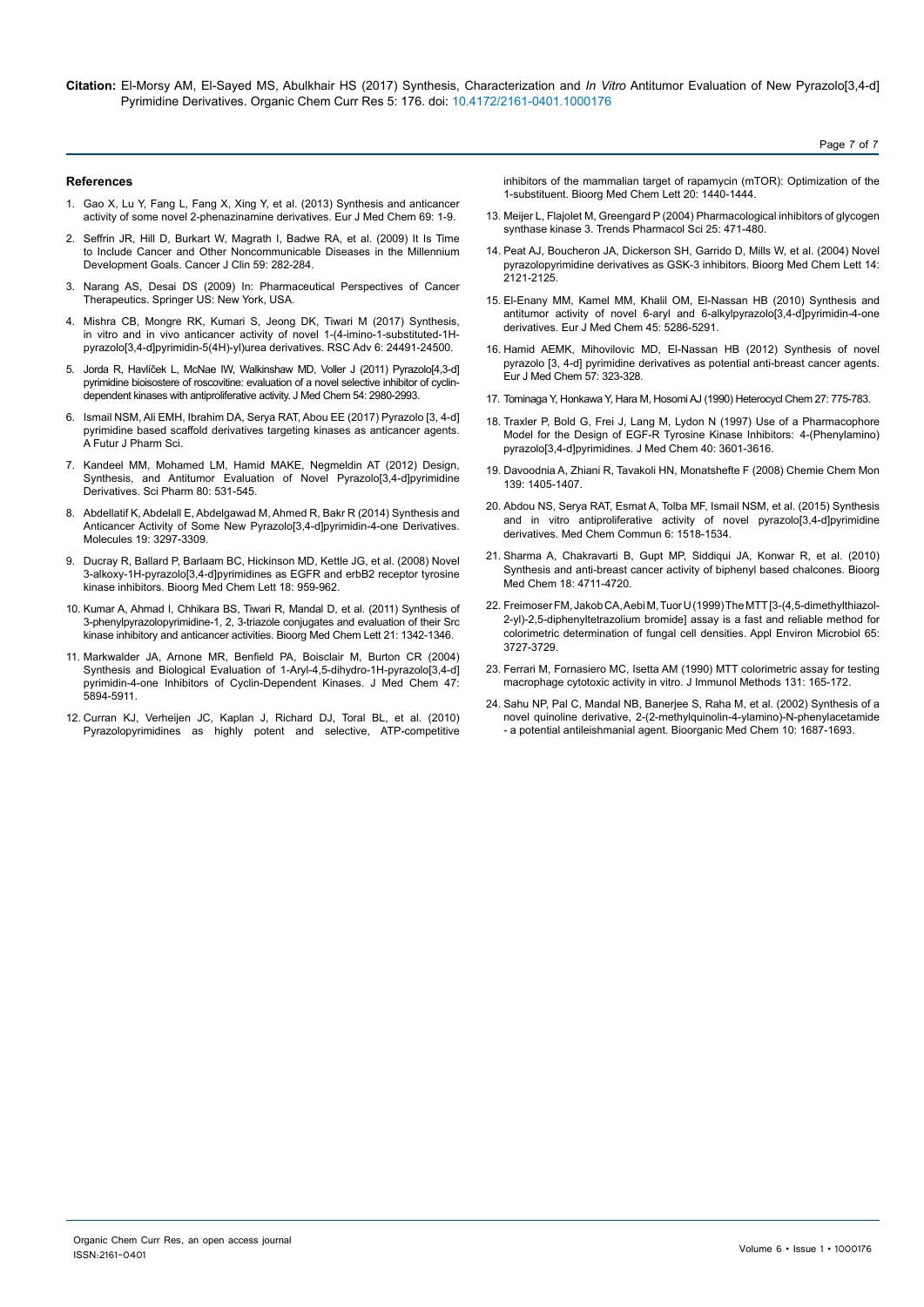## References

1. Gao X, Lu Y, Fang L, Fang X, Xing Y, et al. (2013) Synthesis and anticancer activity of some novel 2-phenazinamine derivatives. Eur J Med Chem 69: 1-9.
2. Seffrin JR, Hill D, Burkart W, Magrath I, Badwe RA, et al. (2009) It Is Time to Include Cancer and Other Noncommunicable Diseases in the Millennium Development Goals. Cancer J Clin 59: 282-284.
3. Narang AS, Desai DS (2009) In: Pharmaceutical Perspectives of Cancer Therapeutics. Springer US: New York, USA.
4. Mishra CB, Mongre RK, Kumari S, Jeong DK, Tiwari M (2017) Synthesis, in vitro and in vivo anticancer activity of novel 1-(4-imino-1-substituted-1H-pyrazolo[3,4-d]pyrimidin-5(4H)-yl)urea derivatives. RSC Adv 6: 24491-24500.
5. Jorda R, Havlíček L, McNae IW, Walkinshaw MD, Voller J (2011) Pyrazolo[4,3-d] pyrimidine bioisostere of roscovitine: evaluation of a novel selective inhibitor of cyclin-dependent kinases with antiproliferative activity. J Med Chem 54: 2980-2993.
6. Ismail NSM, Ali EMH, Ibrahim DA, Serya RAT, Abou EE (2017) Pyrazolo [3, 4-d] pyrimidine based scaffold derivatives targeting kinases as anticancer agents. A Futur J Pharm Sci.
7. Kandeel MM, Mohamed LM, Hamid MAKE, Negmeldin AT (2012) Design, Synthesis, and Antitumor Evaluation of Novel Pyrazolo[3,4-d]pyrimidine Derivatives. Sci Pharm 80: 531-545.
8. Abdellatif K, Abdelall E, Abdelgawad M, Ahmed R, Bakr R (2014) Synthesis and Anticancer Activity of Some New Pyrazolo[3,4-d]pyrimidin-4-one Derivatives. Molecules 19: 3297-3309.
9. Ducray R, Ballard P, Barlaam BC, Hickinson MD, Kettle JG, et al. (2008) Novel 3-alkoxy-1H-pyrazolo[3,4-d]pyrimidines as EGFR and erbB2 receptor tyrosine kinase inhibitors. Bioorg Med Chem Lett 18: 959-962.
10. Kumar A, Ahmad I, Chhikara BS, Tiwari R, Mandal D, et al. (2011) Synthesis of 3-phenylpyrazolopyrimidine-1, 2, 3-triazole conjugates and evaluation of their Src kinase inhibitory and anticancer activities. Bioorg Med Chem Lett 21: 1342-1346.
11. Markwalder JA, Arnone MR, Benfield PA, Boisclair M, Burton CR (2004) Synthesis and Biological Evaluation of 1-Aryl-4,5-dihydro-1H-pyrazolo[3,4-d] pyrimidin-4-one Inhibitors of Cyclin-Dependent Kinases. J Med Chem 47: 5894-5911.
12. Curran KJ, Verheijen JC, Kaplan J, Richard DJ, Toral BL, et al. (2010) Pyrazolopyrimidines as highly potent and selective, ATP-competitive inhibitors of the mammalian target of rapamycin (mTOR): Optimization of the 1-substituent. Bioorg Med Chem Lett 20: 1440-1444.
13. Meijer L, Flajolet M, Greengard P (2004) Pharmacological inhibitors of glycogen synthase kinase 3. Trends Pharmacol Sci 25: 471-480.
14. Peat AJ, Boucheron JA, Dickerson SH, Garrido D, Mills W, et al. (2004) Novel pyrazolopyrimidine derivatives as GSK-3 inhibitors. Bioorg Med Chem Lett 14: 2121-2125.
15. El-Enany MM, Kamel MM, Khalil OM, El-Nassan HB (2010) Synthesis and antitumor activity of novel 6-aryl and 6-alkylpyrazolo[3,4-d]pyrimidin-4-one derivatives. Eur J Med Chem 45: 5286-5291.
16. Hamid AEMK, Mihovilovic MD, El-Nassan HB (2012) Synthesis of novel pyrazolo [3, 4-d] pyrimidine derivatives as potential anti-breast cancer agents. Eur J Med Chem 57: 323-328.
17. Tominaga Y, Honkawa Y, Hara M, Hosomi AJ (1990) Heterocycl Chem 27: 775-783.
18. Traxler P, Bold G, Frei J, Lang M, Lydon N (1997) Use of a Pharmacophore Model for the Design of EGF-R Tyrosine Kinase Inhibitors: 4-(Phenylamino) pyrazolo[3,4-d]pyrimidines. J Med Chem 40: 3601-3616.
19. Davoodnia A, Zhiani R, Tavakoli HN, Monatshefte F (2008) Chemie Chem Mon 139: 1405-1407.
20. Abdou NS, Serya RAT, Esmat A, Tolba MF, Ismail NSM, et al. (2015) Synthesis and in vitro antiproliferative activity of novel pyrazolo[3,4-d]pyrimidine derivatives. Med Chem Commun 6: 1518-1534.
21. Sharma A, Chakravarti B, Gupt MP, Siddiqui JA, Konwar R, et al. (2010) Synthesis and anti-breast cancer activity of biphenyl based chalcones. Bioorg Med Chem 18: 4711-4720.
22. Freimoser FM, Jakob CA, Aebi M, Tuor U (1999) The MTT [3-(4,5-dimethylthiazol-2-yl)-2,5-diphenyltetrazolium bromide] assay is a fast and reliable method for colorimetric determination of fungal cell densities. Appl Environ Microbiol 65: 3727-3729.
23. Ferrari M, Fornasiero MC, Isetta AM (1990) MTT colorimetric assay for testing macrophage cytotoxic activity in vitro. J Immunol Methods 131: 165-172.
24. Sahu NP, Pal C, Mandal NB, Banerjee S, Raha M, et al. (2002) Synthesis of a novel quinoline derivative, 2-(2-methylquinolin-4-ylamino)-N-phenylacetamide - a potential antileishmanial agent. Bioorganic Med Chem 10: 1687-1693.